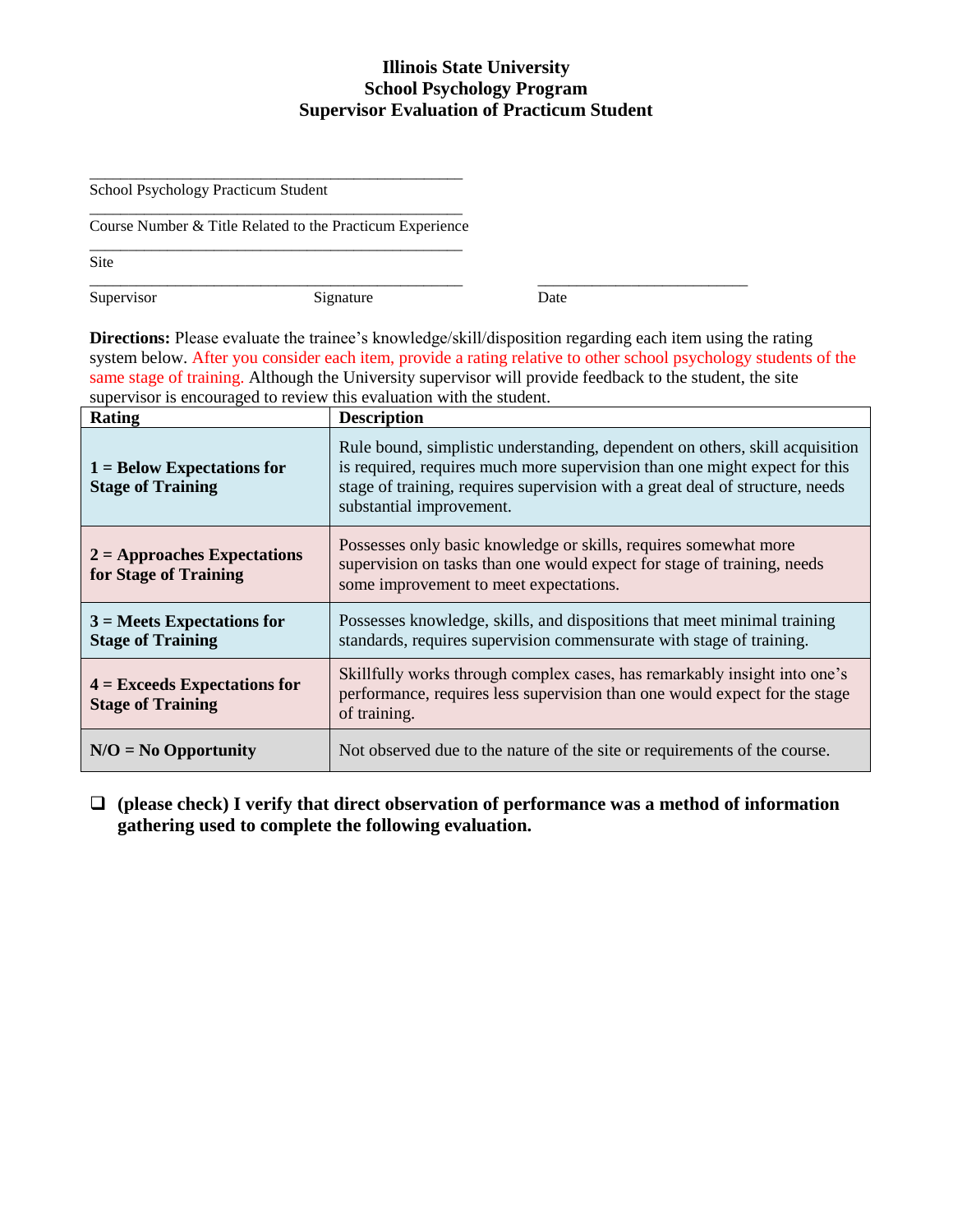**Illinois State University**
**School Psychology Program**
**Supervisor Evaluation of Practicum Student**

\_\_\_\_\_\_\_\_\_\_\_\_\_\_\_\_\_\_\_\_\_\_\_\_\_\_\_\_\_\_\_\_\_\_\_\_\_\_\_\_\_\_\_\_\_\_
School Psychology Practicum Student

\_\_\_\_\_\_\_\_\_\_\_\_\_\_\_\_\_\_\_\_\_\_\_\_\_\_\_\_\_\_\_\_\_\_\_\_\_\_\_\_\_\_\_\_\_\_
Course Number & Title Related to the Practicum Experience

\_\_\_\_\_\_\_\_\_\_\_\_\_\_\_\_\_\_\_\_\_\_\_\_\_\_\_\_\_\_\_\_\_\_\_\_\_\_\_\_\_\_\_\_\_\_
Site

\_\_\_\_\_\_\_\_\_\_\_\_\_\_\_\_\_\_\_\_\_\_\_\_\_\_\_\_\_\_\_\_\_\_\_\_\_\_\_\_\_\_\_\_\_\_ \_\_\_\_\_\_\_\_\_\_\_\_\_\_\_\_\_\_\_\_\_\_\_\_\_\_
Supervisor Signature Date

**Directions:** Please evaluate the trainee's knowledge/skill/disposition regarding each item using the rating system below. After you consider each item, provide a rating relative to other school psychology students of the same stage of training. Although the University supervisor will provide feedback to the student, the site supervisor is encouraged to review this evaluation with the student.

| Rating | Description |
|---|---|
| **1 = Below Expectations for Stage of Training** | Rule bound, simplistic understanding, dependent on others, skill acquisition is required, requires much more supervision than one might expect for this stage of training, requires supervision with a great deal of structure, needs substantial improvement. |
| **2 = Approaches Expectations for Stage of Training** | Possesses only basic knowledge or skills, requires somewhat more supervision on tasks than one would expect for stage of training, needs some improvement to meet expectations. |
| **3 = Meets Expectations for Stage of Training** | Possesses knowledge, skills, and dispositions that meet minimal training standards, requires supervision commensurate with stage of training. |
| **4 = Exceeds Expectations for Stage of Training** | Skillfully works through complex cases, has remarkably insight into one's performance, requires less supervision than one would expect for the stage of training. |
| **N/O = No Opportunity** | Not observed due to the nature of the site or requirements of the course. |

- [ ] **(please check) I verify that direct observation of performance was a method of information gathering used to complete the following evaluation.**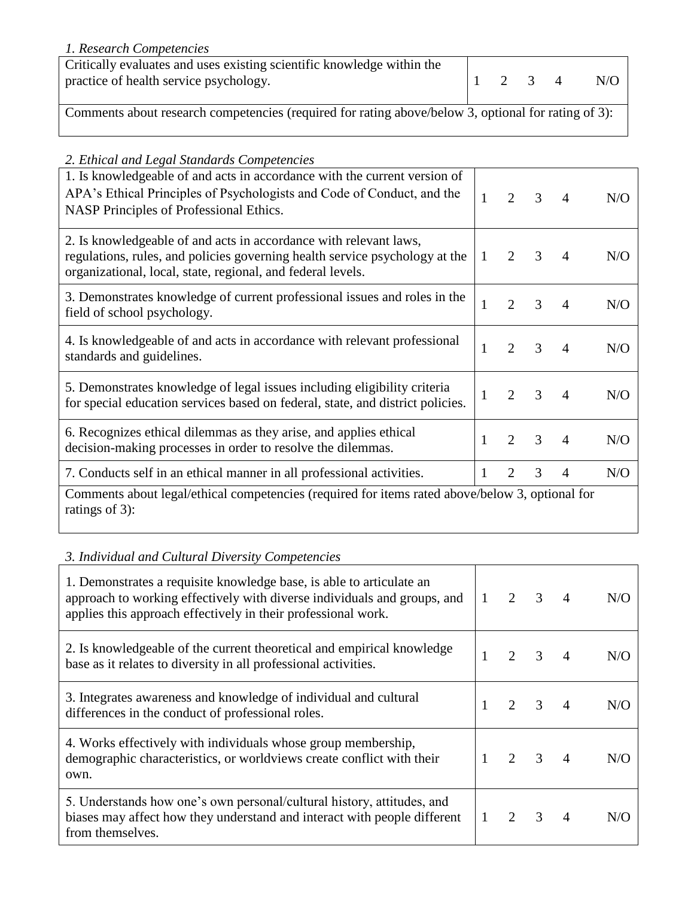*1. Research Competencies*

| Critically evaluates and uses existing scientific knowledge within the practice of health service psychology. | 1 2 3 4 N/O |
| --- | --- |
| Comments about research competencies (required for rating above/below 3, optional for rating of 3): | |

*2. Ethical and Legal Standards Competencies*

| 1. Is knowledgeable of and acts in accordance with the current version of APA's Ethical Principles of Psychologists and Code of Conduct, and the NASP Principles of Professional Ethics. | 1 2 3 4 N/O |
| --- | --- |
| 2. Is knowledgeable of and acts in accordance with relevant laws, regulations, rules, and policies governing health service psychology at the organizational, local, state, regional, and federal levels. | 1 2 3 4 N/O |
| 3. Demonstrates knowledge of current professional issues and roles in the field of school psychology. | 1 2 3 4 N/O |
| 4. Is knowledgeable of and acts in accordance with relevant professional standards and guidelines. | 1 2 3 4 N/O |
| 5. Demonstrates knowledge of legal issues including eligibility criteria for special education services based on federal, state, and district policies. | 1 2 3 4 N/O |
| 6. Recognizes ethical dilemmas as they arise, and applies ethical decision-making processes in order to resolve the dilemmas. | 1 2 3 4 N/O |
| 7. Conducts self in an ethical manner in all professional activities. | 1 2 3 4 N/O |
| Comments about legal/ethical competencies (required for items rated above/below 3, optional for ratings of 3): | |

*3. Individual and Cultural Diversity Competencies*

| 1. Demonstrates a requisite knowledge base, is able to articulate an approach to working effectively with diverse individuals and groups, and applies this approach effectively in their professional work. | 1 2 3 4 N/O |
| --- | --- |
| 2. Is knowledgeable of the current theoretical and empirical knowledge base as it relates to diversity in all professional activities. | 1 2 3 4 N/O |
| 3. Integrates awareness and knowledge of individual and cultural differences in the conduct of professional roles. | 1 2 3 4 N/O |
| 4. Works effectively with individuals whose group membership, demographic characteristics, or worldviews create conflict with their own. | 1 2 3 4 N/O |
| 5. Understands how one's own personal/cultural history, attitudes, and biases may affect how they understand and interact with people different from themselves. | 1 2 3 4 N/O |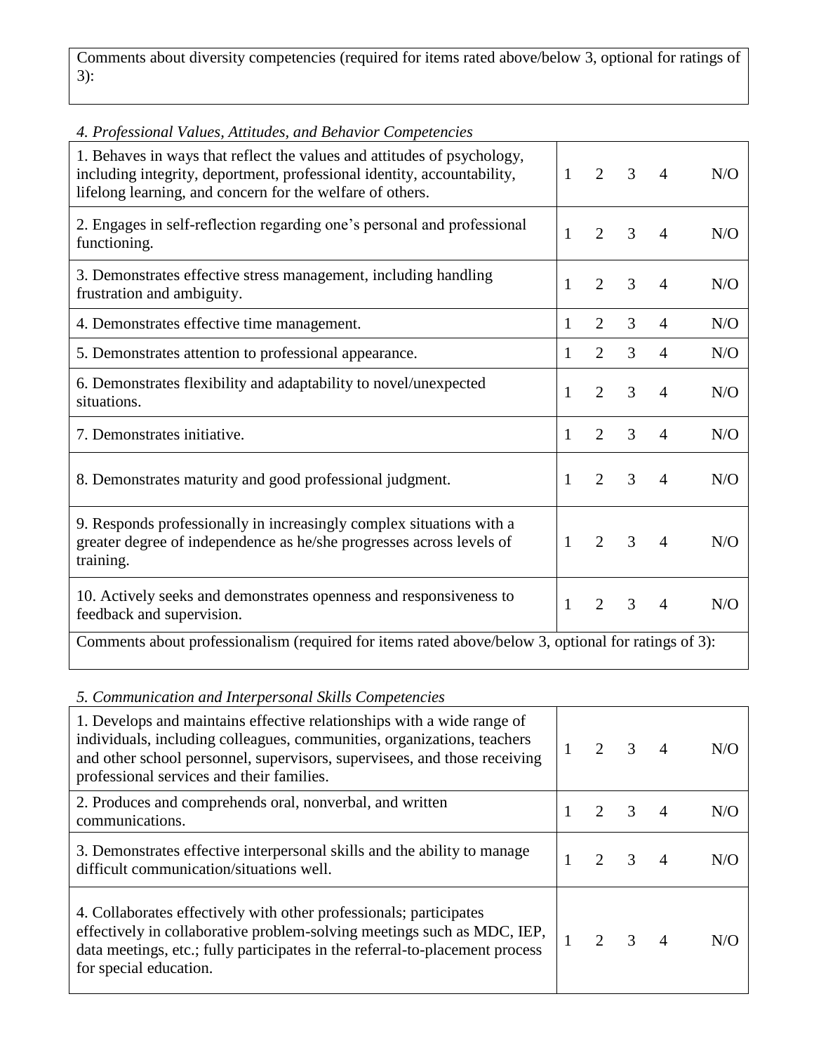Comments about diversity competencies (required for items rated above/below 3, optional for ratings of 3):

*4. Professional Values, Attitudes, and Behavior Competencies*

| Item | 1 | 2 | 3 | 4 | N/O |
|---|---|---|---|---|---|
| 1. Behaves in ways that reflect the values and attitudes of psychology, including integrity, deportment, professional identity, accountability, lifelong learning, and concern for the welfare of others. | 1 | 2 | 3 | 4 | N/O |
| 2. Engages in self-reflection regarding one's personal and professional functioning. | 1 | 2 | 3 | 4 | N/O |
| 3. Demonstrates effective stress management, including handling frustration and ambiguity. | 1 | 2 | 3 | 4 | N/O |
| 4. Demonstrates effective time management. | 1 | 2 | 3 | 4 | N/O |
| 5. Demonstrates attention to professional appearance. | 1 | 2 | 3 | 4 | N/O |
| 6. Demonstrates flexibility and adaptability to novel/unexpected situations. | 1 | 2 | 3 | 4 | N/O |
| 7. Demonstrates initiative. | 1 | 2 | 3 | 4 | N/O |
| 8. Demonstrates maturity and good professional judgment. | 1 | 2 | 3 | 4 | N/O |
| 9. Responds professionally in increasingly complex situations with a greater degree of independence as he/she progresses across levels of training. | 1 | 2 | 3 | 4 | N/O |
| 10. Actively seeks and demonstrates openness and responsiveness to feedback and supervision. | 1 | 2 | 3 | 4 | N/O |

Comments about professionalism (required for items rated above/below 3, optional for ratings of 3):

*5. Communication and Interpersonal Skills Competencies*

| Item | 1 | 2 | 3 | 4 | N/O |
|---|---|---|---|---|---|
| 1. Develops and maintains effective relationships with a wide range of individuals, including colleagues, communities, organizations, teachers and other school personnel, supervisors, supervisees, and those receiving professional services and their families. | 1 | 2 | 3 | 4 | N/O |
| 2. Produces and comprehends oral, nonverbal, and written communications. | 1 | 2 | 3 | 4 | N/O |
| 3. Demonstrates effective interpersonal skills and the ability to manage difficult communication/situations well. | 1 | 2 | 3 | 4 | N/O |
| 4. Collaborates effectively with other professionals; participates effectively in collaborative problem-solving meetings such as MDC, IEP, data meetings, etc.; fully participates in the referral-to-placement process for special education. | 1 | 2 | 3 | 4 | N/O |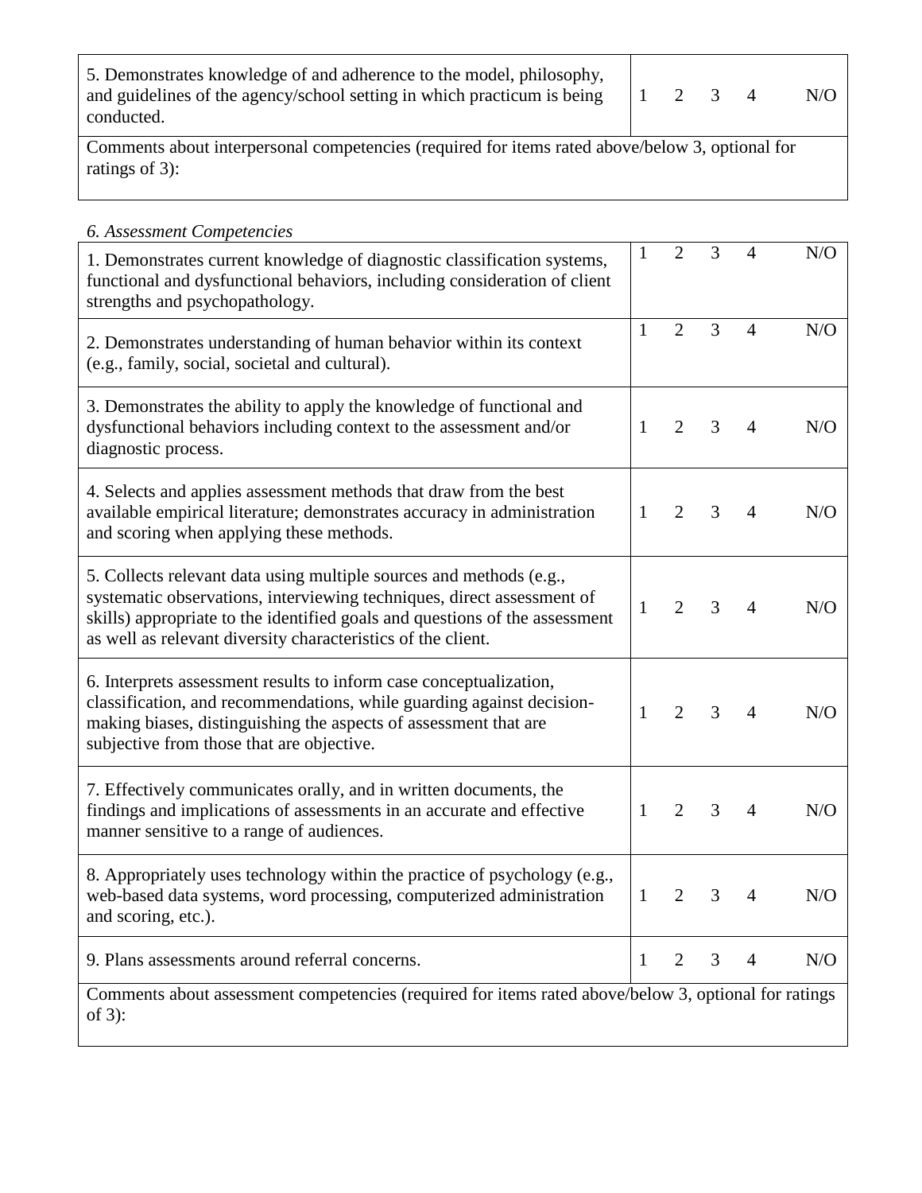| | | | | | |
|---|---|---|---|---|---|
| 5. Demonstrates knowledge of and adherence to the model, philosophy, and guidelines of the agency/school setting in which practicum is being conducted. | 1 | 2 | 3 | 4 | N/O |

Comments about interpersonal competencies (required for items rated above/below 3, optional for ratings of 3):

*6. Assessment Competencies*

| | | | | | |
|---|---|---|---|---|---|
| 1. Demonstrates current knowledge of diagnostic classification systems, functional and dysfunctional behaviors, including consideration of client strengths and psychopathology. | 1 | 2 | 3 | 4 | N/O |
| 2. Demonstrates understanding of human behavior within its context (e.g., family, social, societal and cultural). | 1 | 2 | 3 | 4 | N/O |
| 3. Demonstrates the ability to apply the knowledge of functional and dysfunctional behaviors including context to the assessment and/or diagnostic process. | 1 | 2 | 3 | 4 | N/O |
| 4. Selects and applies assessment methods that draw from the best available empirical literature; demonstrates accuracy in administration and scoring when applying these methods. | 1 | 2 | 3 | 4 | N/O |
| 5. Collects relevant data using multiple sources and methods (e.g., systematic observations, interviewing techniques, direct assessment of skills) appropriate to the identified goals and questions of the assessment as well as relevant diversity characteristics of the client. | 1 | 2 | 3 | 4 | N/O |
| 6. Interprets assessment results to inform case conceptualization, classification, and recommendations, while guarding against decision-making biases, distinguishing the aspects of assessment that are subjective from those that are objective. | 1 | 2 | 3 | 4 | N/O |
| 7. Effectively communicates orally, and in written documents, the findings and implications of assessments in an accurate and effective manner sensitive to a range of audiences. | 1 | 2 | 3 | 4 | N/O |
| 8. Appropriately uses technology within the practice of psychology (e.g., web-based data systems, word processing, computerized administration and scoring, etc.). | 1 | 2 | 3 | 4 | N/O |
| 9. Plans assessments around referral concerns. | 1 | 2 | 3 | 4 | N/O |

Comments about assessment competencies (required for items rated above/below 3, optional for ratings of 3):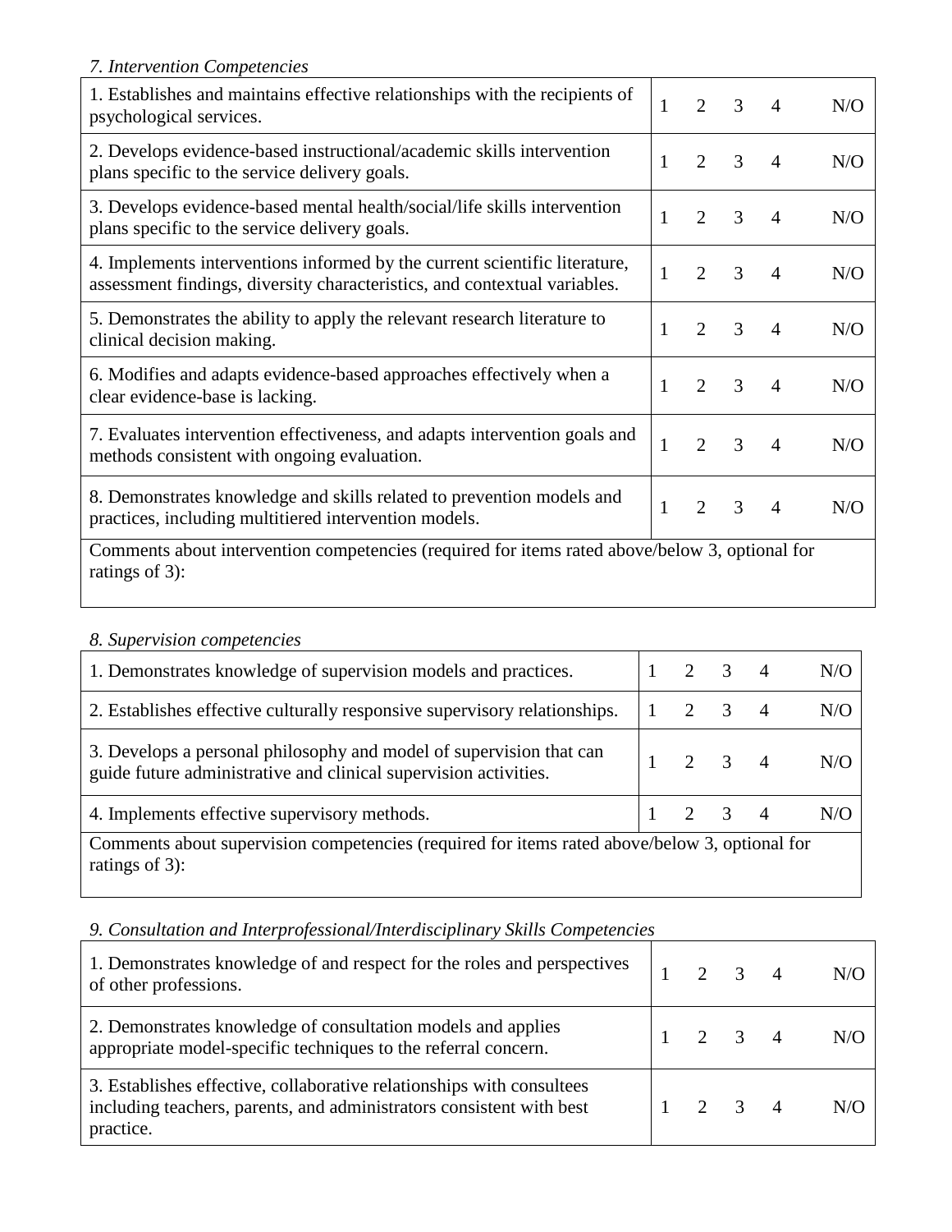*7. Intervention Competencies*

| Item | 1 | 2 | 3 | 4 | N/O |
|---|---|---|---|---|---|
| 1. Establishes and maintains effective relationships with the recipients of psychological services. | 1 | 2 | 3 | 4 | N/O |
| 2. Develops evidence-based instructional/academic skills intervention plans specific to the service delivery goals. | 1 | 2 | 3 | 4 | N/O |
| 3. Develops evidence-based mental health/social/life skills intervention plans specific to the service delivery goals. | 1 | 2 | 3 | 4 | N/O |
| 4. Implements interventions informed by the current scientific literature, assessment findings, diversity characteristics, and contextual variables. | 1 | 2 | 3 | 4 | N/O |
| 5. Demonstrates the ability to apply the relevant research literature to clinical decision making. | 1 | 2 | 3 | 4 | N/O |
| 6. Modifies and adapts evidence-based approaches effectively when a clear evidence-base is lacking. | 1 | 2 | 3 | 4 | N/O |
| 7. Evaluates intervention effectiveness, and adapts intervention goals and methods consistent with ongoing evaluation. | 1 | 2 | 3 | 4 | N/O |
| 8. Demonstrates knowledge and skills related to prevention models and practices, including multitiered intervention models. | 1 | 2 | 3 | 4 | N/O |
| Comments about intervention competencies (required for items rated above/below 3, optional for ratings of 3): | | | | | |

*8. Supervision competencies*

| Item | 1 | 2 | 3 | 4 | N/O |
|---|---|---|---|---|---|
| 1. Demonstrates knowledge of supervision models and practices. | 1 | 2 | 3 | 4 | N/O |
| 2. Establishes effective culturally responsive supervisory relationships. | 1 | 2 | 3 | 4 | N/O |
| 3. Develops a personal philosophy and model of supervision that can guide future administrative and clinical supervision activities. | 1 | 2 | 3 | 4 | N/O |
| 4. Implements effective supervisory methods. | 1 | 2 | 3 | 4 | N/O |
| Comments about supervision competencies (required for items rated above/below 3, optional for ratings of 3): | | | | | |

*9. Consultation and Interprofessional/Interdisciplinary Skills Competencies*

| Item | 1 | 2 | 3 | 4 | N/O |
|---|---|---|---|---|---|
| 1. Demonstrates knowledge of and respect for the roles and perspectives of other professions. | 1 | 2 | 3 | 4 | N/O |
| 2. Demonstrates knowledge of consultation models and applies appropriate model-specific techniques to the referral concern. | 1 | 2 | 3 | 4 | N/O |
| 3. Establishes effective, collaborative relationships with consultees including teachers, parents, and administrators consistent with best practice. | 1 | 2 | 3 | 4 | N/O |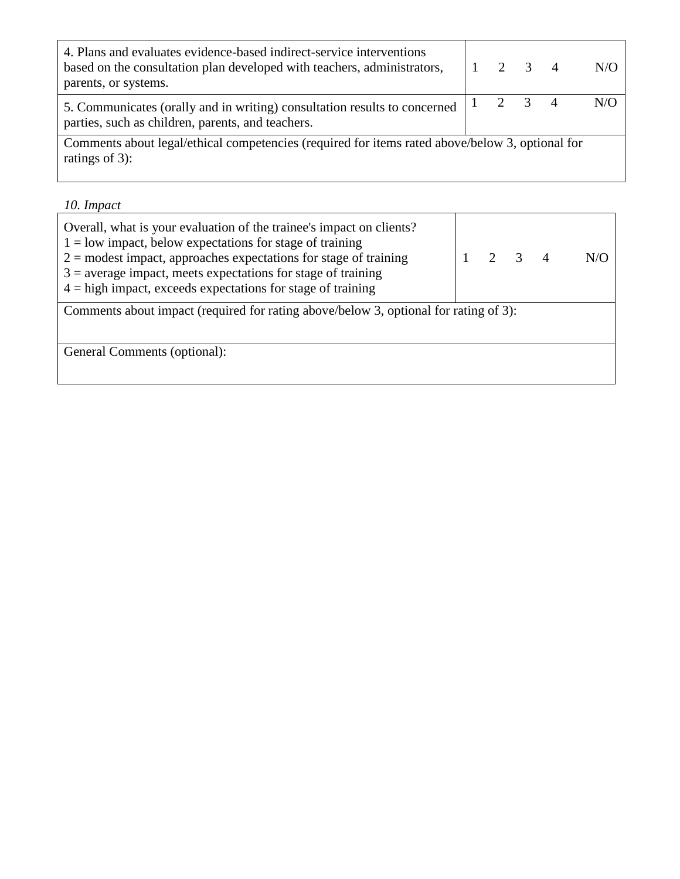| | | | | | |
|---|---|---|---|---|---|
| 4. Plans and evaluates evidence-based indirect-service interventions based on the consultation plan developed with teachers, administrators, parents, or systems. | 1 | 2 | 3 | 4 | N/O |
| 5. Communicates (orally and in writing) consultation results to concerned parties, such as children, parents, and teachers. | 1 | 2 | 3 | 4 | N/O |
| Comments about legal/ethical competencies (required for items rated above/below 3, optional for ratings of 3): | | | | | |

*10. Impact*

| | | | | | |
|---|---|---|---|---|---|
| Overall, what is your evaluation of the trainee's impact on clients?<br>1 = low impact, below expectations for stage of training<br>2 = modest impact, approaches expectations for stage of training<br>3 = average impact, meets expectations for stage of training<br>4 = high impact, exceeds expectations for stage of training | 1 | 2 | 3 | 4 | N/O |
| Comments about impact (required for rating above/below 3, optional for rating of 3): | | | | | |
| General Comments (optional): | | | | | |